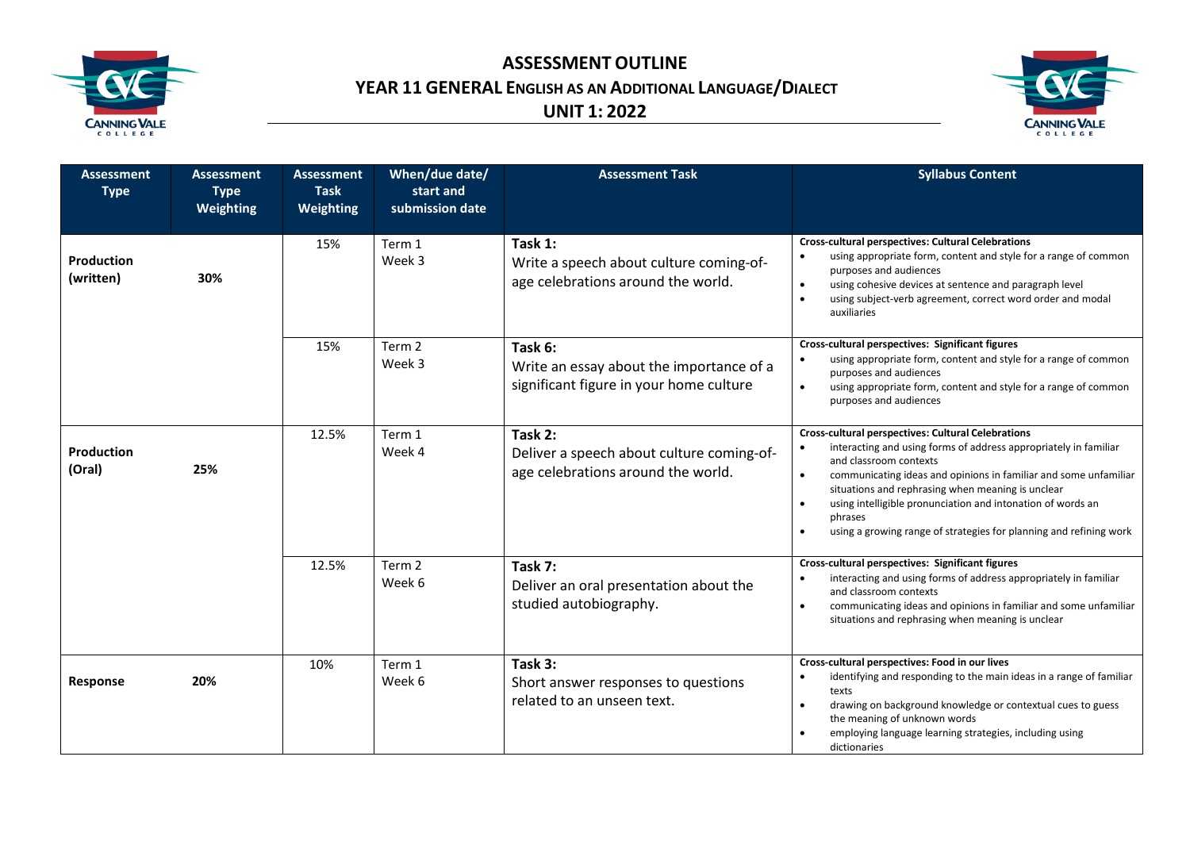# ASSESSMENT OUTLINE

## YEAR 11 GENERAL ENGLISH AS AN ADDITIONAL LANGUAGE/DIALECT

## UNIT 1: 2022

| Assessment Type | Assessment Type Weighting | Assessment Task Weighting | When/due date/ start and submission date | Assessment Task | Syllabus Content |
|---|---|---|---|---|---|
| **Production (written)** | **30%** | 15% | Term 1 Week 3 | **Task 1:** Write a speech about culture coming-of-age celebrations around the world. | **Cross-cultural perspectives: Cultural Celebrations** • using appropriate form, content and style for a range of common purposes and audiences • using cohesive devices at sentence and paragraph level • using subject-verb agreement, correct word order and modal auxiliaries |
| | | 15% | Term 2 Week 3 | **Task 6:** Write an essay about the importance of a significant figure in your home culture | **Cross-cultural perspectives: Significant figures** • using appropriate form, content and style for a range of common purposes and audiences • using appropriate form, content and style for a range of common purposes and audiences |
| **Production (Oral)** | **25%** | 12.5% | Term 1 Week 4 | **Task 2:** Deliver a speech about culture coming-of-age celebrations around the world. | **Cross-cultural perspectives: Cultural Celebrations** • interacting and using forms of address appropriately in familiar and classroom contexts • communicating ideas and opinions in familiar and some unfamiliar situations and rephrasing when meaning is unclear • using intelligible pronunciation and intonation of words an phrases • using a growing range of strategies for planning and refining work |
| | | 12.5% | Term 2 Week 6 | **Task 7:** Deliver an oral presentation about the studied autobiography. | **Cross-cultural perspectives: Significant figures** • interacting and using forms of address appropriately in familiar and classroom contexts • communicating ideas and opinions in familiar and some unfamiliar situations and rephrasing when meaning is unclear |
| **Response** | **20%** | 10% | Term 1 Week 6 | **Task 3:** Short answer responses to questions related to an unseen text. | **Cross-cultural perspectives: Food in our lives** • identifying and responding to the main ideas in a range of familiar texts • drawing on background knowledge or contextual cues to guess the meaning of unknown words • employing language learning strategies, including using dictionaries |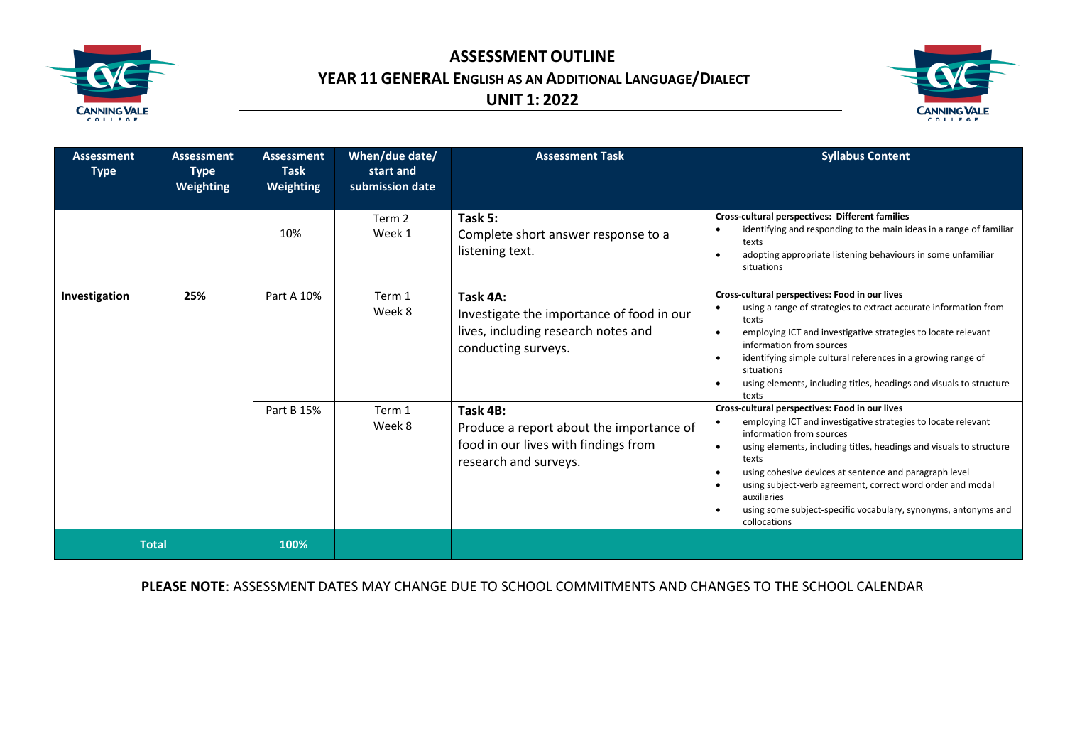# ASSESSMENT OUTLINE

## YEAR 11 GENERAL ENGLISH AS AN ADDITIONAL LANGUAGE/DIALECT

## UNIT 1: 2022

| Assessment Type | Assessment Type Weighting | Assessment Task Weighting | When/due date/ start and submission date | Assessment Task | Syllabus Content |
|---|---|---|---|---|---|
| | | 10% | Term 2 Week 1 | **Task 5:** Complete short answer response to a listening text. | **Cross-cultural perspectives: Different families**<br>• identifying and responding to the main ideas in a range of familiar texts<br>• adopting appropriate listening behaviours in some unfamiliar situations |
| **Investigation** | **25%** | Part A 10% | Term 1 Week 8 | **Task 4A:** Investigate the importance of food in our lives, including research notes and conducting surveys. | **Cross-cultural perspectives: Food in our lives**<br>• using a range of strategies to extract accurate information from texts<br>• employing ICT and investigative strategies to locate relevant information from sources<br>• identifying simple cultural references in a growing range of situations<br>• using elements, including titles, headings and visuals to structure texts |
| | | Part B 15% | Term 1 Week 8 | **Task 4B:** Produce a report about the importance of food in our lives with findings from research and surveys. | **Cross-cultural perspectives: Food in our lives**<br>• employing ICT and investigative strategies to locate relevant information from sources<br>• using elements, including titles, headings and visuals to structure texts<br>• using cohesive devices at sentence and paragraph level<br>• using subject-verb agreement, correct word order and modal auxiliaries<br>• using some subject-specific vocabulary, synonyms, antonyms and collocations |
| **Total** | | **100%** | | | |

**PLEASE NOTE**: ASSESSMENT DATES MAY CHANGE DUE TO SCHOOL COMMITMENTS AND CHANGES TO THE SCHOOL CALENDAR